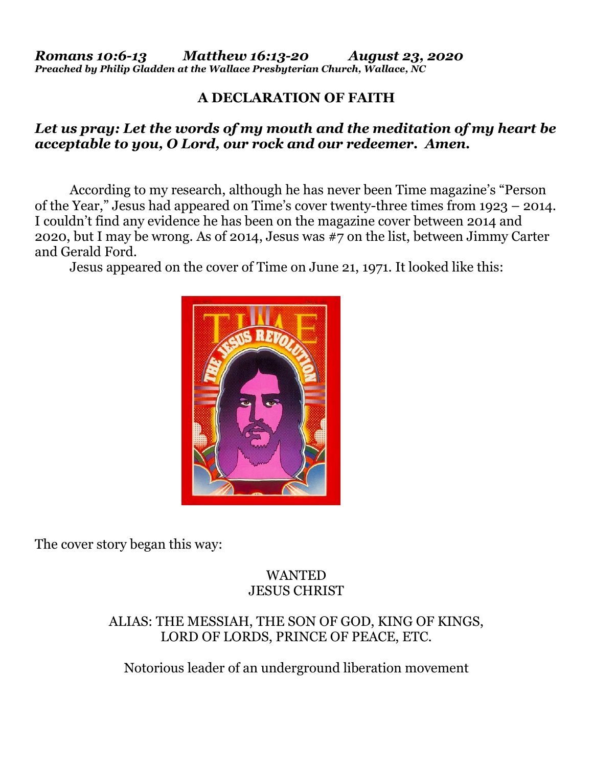***Romans 10:6-13 Matthew 16:13-20 August 23, 2020***
***Preached by Philip Gladden at the Wallace Presbyterian Church, Wallace, NC***

# A DECLARATION OF FAITH

***Let us pray: Let the words of my mouth and the meditation of my heart be acceptable to you, O Lord, our rock and our redeemer. Amen.***

According to my research, although he has never been Time magazine's "Person of the Year," Jesus had appeared on Time's cover twenty-three times from 1923 – 2014. I couldn't find any evidence he has been on the magazine cover between 2014 and 2020, but I may be wrong. As of 2014, Jesus was #7 on the list, between Jimmy Carter and Gerald Ford.

Jesus appeared on the cover of Time on June 21, 1971. It looked like this:

The cover story began this way:

WANTED
JESUS CHRIST

ALIAS: THE MESSIAH, THE SON OF GOD, KING OF KINGS, LORD OF LORDS, PRINCE OF PEACE, ETC.

Notorious leader of an underground liberation movement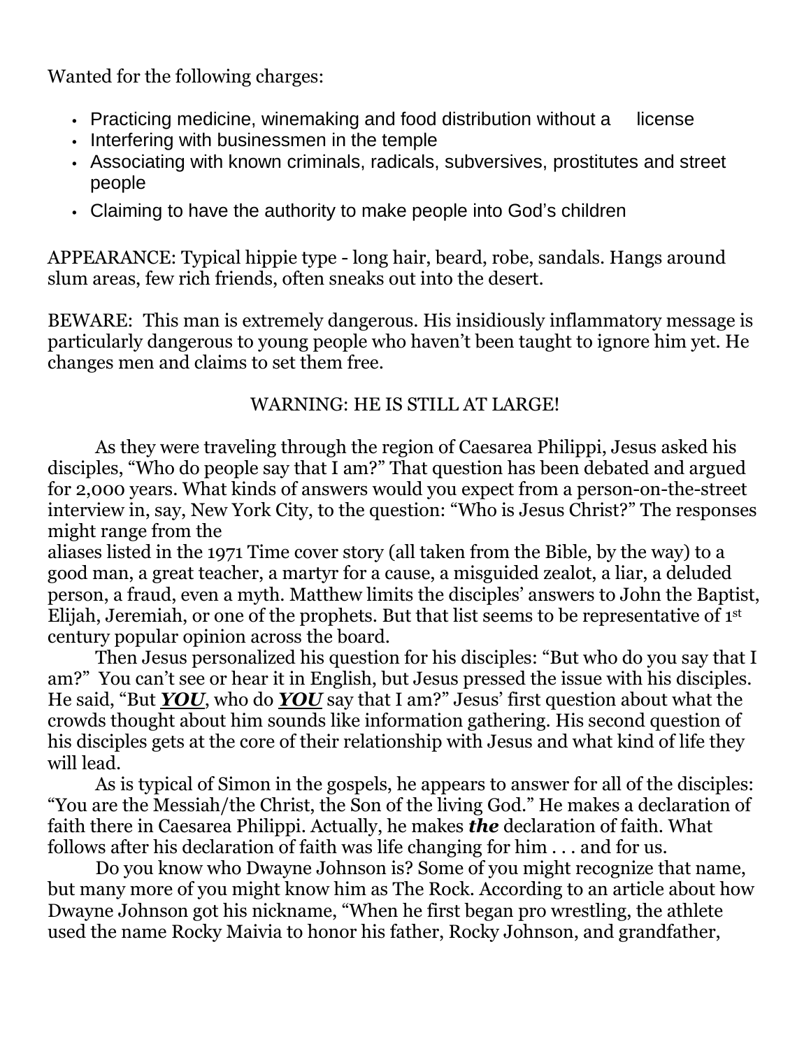Wanted for the following charges:

- Practicing medicine, winemaking and food distribution without a license
- Interfering with businessmen in the temple
- Associating with known criminals, radicals, subversives, prostitutes and street people
- Claiming to have the authority to make people into God's children

APPEARANCE: Typical hippie type - long hair, beard, robe, sandals. Hangs around slum areas, few rich friends, often sneaks out into the desert.

BEWARE: This man is extremely dangerous. His insidiously inflammatory message is particularly dangerous to young people who haven't been taught to ignore him yet. He changes men and claims to set them free.

WARNING: HE IS STILL AT LARGE!

As they were traveling through the region of Caesarea Philippi, Jesus asked his disciples, "Who do people say that I am?" That question has been debated and argued for 2,000 years. What kinds of answers would you expect from a person-on-the-street interview in, say, New York City, to the question: "Who is Jesus Christ?" The responses might range from the aliases listed in the 1971 Time cover story (all taken from the Bible, by the way) to a good man, a great teacher, a martyr for a cause, a misguided zealot, a liar, a deluded person, a fraud, even a myth. Matthew limits the disciples' answers to John the Baptist, Elijah, Jeremiah, or one of the prophets. But that list seems to be representative of 1st century popular opinion across the board.

Then Jesus personalized his question for his disciples: "But who do you say that I am?" You can't see or hear it in English, but Jesus pressed the issue with his disciples. He said, "But ***YOU***, who do ***YOU*** say that I am?" Jesus' first question about what the crowds thought about him sounds like information gathering. His second question of his disciples gets at the core of their relationship with Jesus and what kind of life they will lead.

As is typical of Simon in the gospels, he appears to answer for all of the disciples: "You are the Messiah/the Christ, the Son of the living God." He makes a declaration of faith there in Caesarea Philippi. Actually, he makes ***the*** declaration of faith. What follows after his declaration of faith was life changing for him . . . and for us.

Do you know who Dwayne Johnson is? Some of you might recognize that name, but many more of you might know him as The Rock. According to an article about how Dwayne Johnson got his nickname, "When he first began pro wrestling, the athlete used the name Rocky Maivia to honor his father, Rocky Johnson, and grandfather,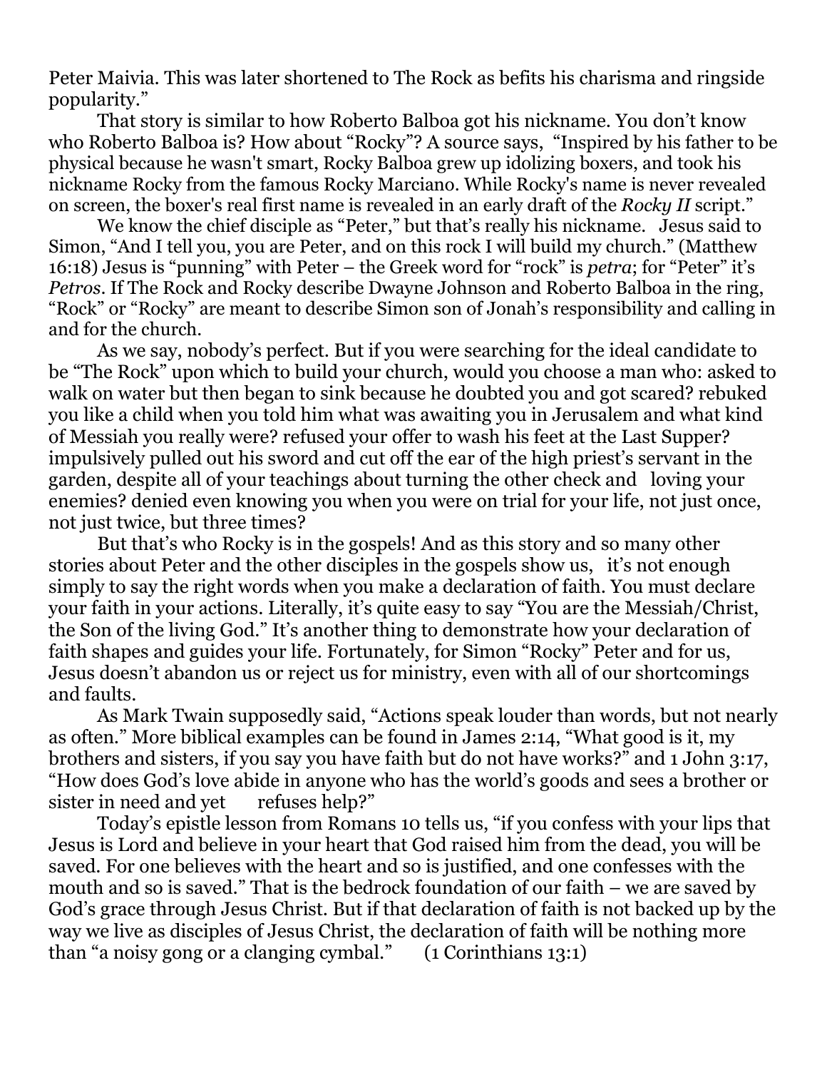Peter Maivia. This was later shortened to The Rock as befits his charisma and ringside popularity."

That story is similar to how Roberto Balboa got his nickname. You don't know who Roberto Balboa is? How about "Rocky"? A source says, "Inspired by his father to be physical because he wasn't smart, Rocky Balboa grew up idolizing boxers, and took his nickname Rocky from the famous Rocky Marciano. While Rocky's name is never revealed on screen, the boxer's real first name is revealed in an early draft of the *Rocky II* script."

We know the chief disciple as "Peter," but that's really his nickname. Jesus said to Simon, "And I tell you, you are Peter, and on this rock I will build my church." (Matthew 16:18) Jesus is "punning" with Peter – the Greek word for "rock" is *petra*; for "Peter" it's *Petros*. If The Rock and Rocky describe Dwayne Johnson and Roberto Balboa in the ring, "Rock" or "Rocky" are meant to describe Simon son of Jonah's responsibility and calling in and for the church.

As we say, nobody's perfect. But if you were searching for the ideal candidate to be "The Rock" upon which to build your church, would you choose a man who: asked to walk on water but then began to sink because he doubted you and got scared? rebuked you like a child when you told him what was awaiting you in Jerusalem and what kind of Messiah you really were? refused your offer to wash his feet at the Last Supper? impulsively pulled out his sword and cut off the ear of the high priest's servant in the garden, despite all of your teachings about turning the other check and loving your enemies? denied even knowing you when you were on trial for your life, not just once, not just twice, but three times?

But that's who Rocky is in the gospels! And as this story and so many other stories about Peter and the other disciples in the gospels show us, it's not enough simply to say the right words when you make a declaration of faith. You must declare your faith in your actions. Literally, it's quite easy to say "You are the Messiah/Christ, the Son of the living God." It's another thing to demonstrate how your declaration of faith shapes and guides your life. Fortunately, for Simon "Rocky" Peter and for us, Jesus doesn't abandon us or reject us for ministry, even with all of our shortcomings and faults.

As Mark Twain supposedly said, "Actions speak louder than words, but not nearly as often." More biblical examples can be found in James 2:14, "What good is it, my brothers and sisters, if you say you have faith but do not have works?" and 1 John 3:17, "How does God's love abide in anyone who has the world's goods and sees a brother or sister in need and yet refuses help?"

Today's epistle lesson from Romans 10 tells us, "if you confess with your lips that Jesus is Lord and believe in your heart that God raised him from the dead, you will be saved. For one believes with the heart and so is justified, and one confesses with the mouth and so is saved." That is the bedrock foundation of our faith – we are saved by God's grace through Jesus Christ. But if that declaration of faith is not backed up by the way we live as disciples of Jesus Christ, the declaration of faith will be nothing more than "a noisy gong or a clanging cymbal." (1 Corinthians 13:1)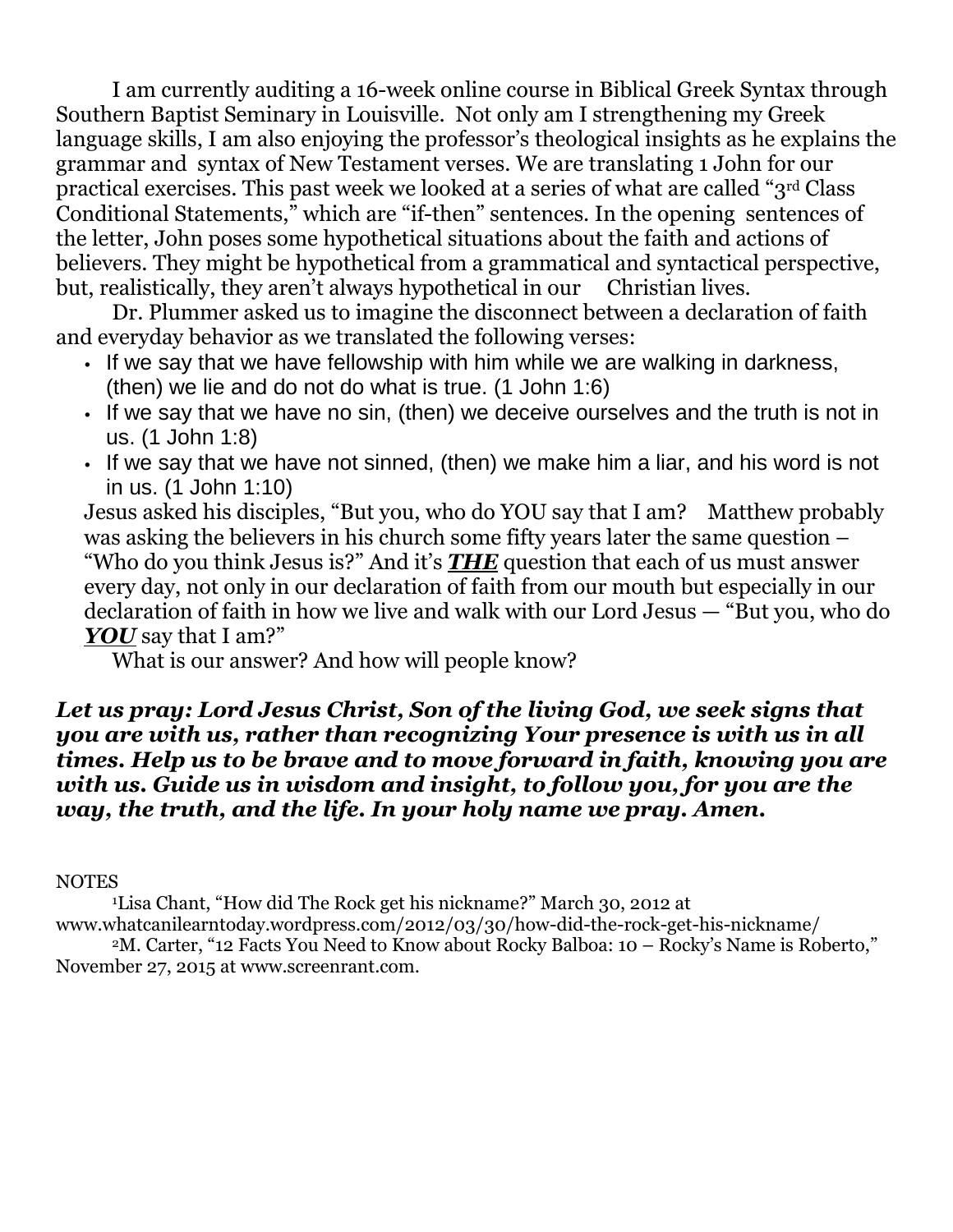I am currently auditing a 16-week online course in Biblical Greek Syntax through Southern Baptist Seminary in Louisville. Not only am I strengthening my Greek language skills, I am also enjoying the professor's theological insights as he explains the grammar and syntax of New Testament verses. We are translating 1 John for our practical exercises. This past week we looked at a series of what are called "3rd Class Conditional Statements," which are "if-then" sentences. In the opening sentences of the letter, John poses some hypothetical situations about the faith and actions of believers. They might be hypothetical from a grammatical and syntactical perspective, but, realistically, they aren't always hypothetical in our Christian lives.

Dr. Plummer asked us to imagine the disconnect between a declaration of faith and everyday behavior as we translated the following verses:

- If we say that we have fellowship with him while we are walking in darkness, (then) we lie and do not do what is true. (1 John 1:6)
- If we say that we have no sin, (then) we deceive ourselves and the truth is not in us. (1 John 1:8)
- If we say that we have not sinned, (then) we make him a liar, and his word is not in us. (1 John 1:10)

Jesus asked his disciples, "But you, who do YOU say that I am? Matthew probably was asking the believers in his church some fifty years later the same question – "Who do you think Jesus is?" And it's ***THE*** question that each of us must answer every day, not only in our declaration of faith from our mouth but especially in our declaration of faith in how we live and walk with our Lord Jesus — "But you, who do ***YOU*** say that I am?"

What is our answer? And how will people know?

***Let us pray: Lord Jesus Christ, Son of the living God, we seek signs that you are with us, rather than recognizing Your presence is with us in all times. Help us to be brave and to move forward in faith, knowing you are with us. Guide us in wisdom and insight, to follow you, for you are the way, the truth, and the life. In your holy name we pray. Amen.***

NOTES

[1]Lisa Chant, "How did The Rock get his nickname?" March 30, 2012 at www.whatcanilearntoday.wordpress.com/2012/03/30/how-did-the-rock-get-his-nickname/

[2]M. Carter, "12 Facts You Need to Know about Rocky Balboa: 10 – Rocky's Name is Roberto," November 27, 2015 at www.screenrant.com.